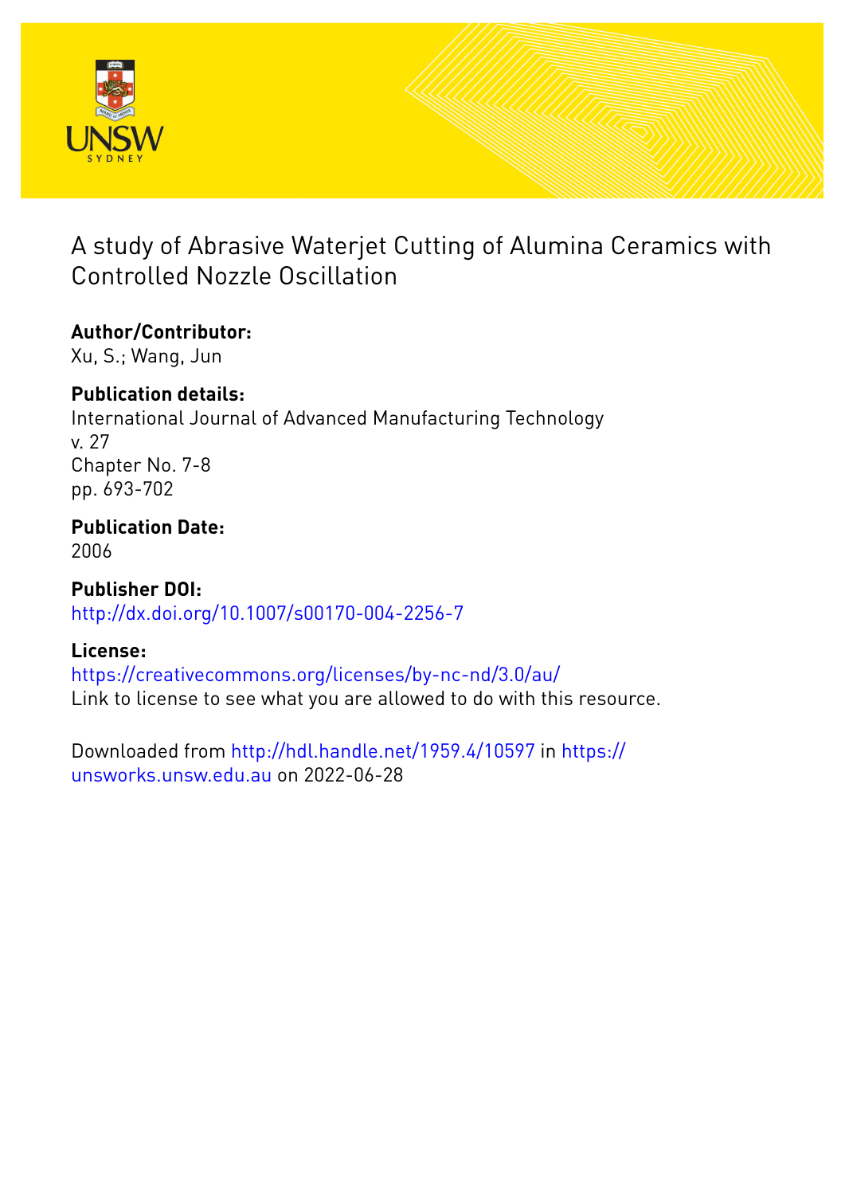# A study of Abrasive Waterjet Cutting of Alumina Ceramics with Controlled Nozzle Oscillation

**Author/Contributor:**
Xu, S.; Wang, Jun

**Publication details:**
International Journal of Advanced Manufacturing Technology
v. 27
Chapter No. 7-8
pp. 693-702

**Publication Date:**
2006

**Publisher DOI:**
http://dx.doi.org/10.1007/s00170-004-2256-7

**License:**
https://creativecommons.org/licenses/by-nc-nd/3.0/au/
Link to license to see what you are allowed to do with this resource.

Downloaded from http://hdl.handle.net/1959.4/10597 in https://unsworks.unsw.edu.au on 2022-06-28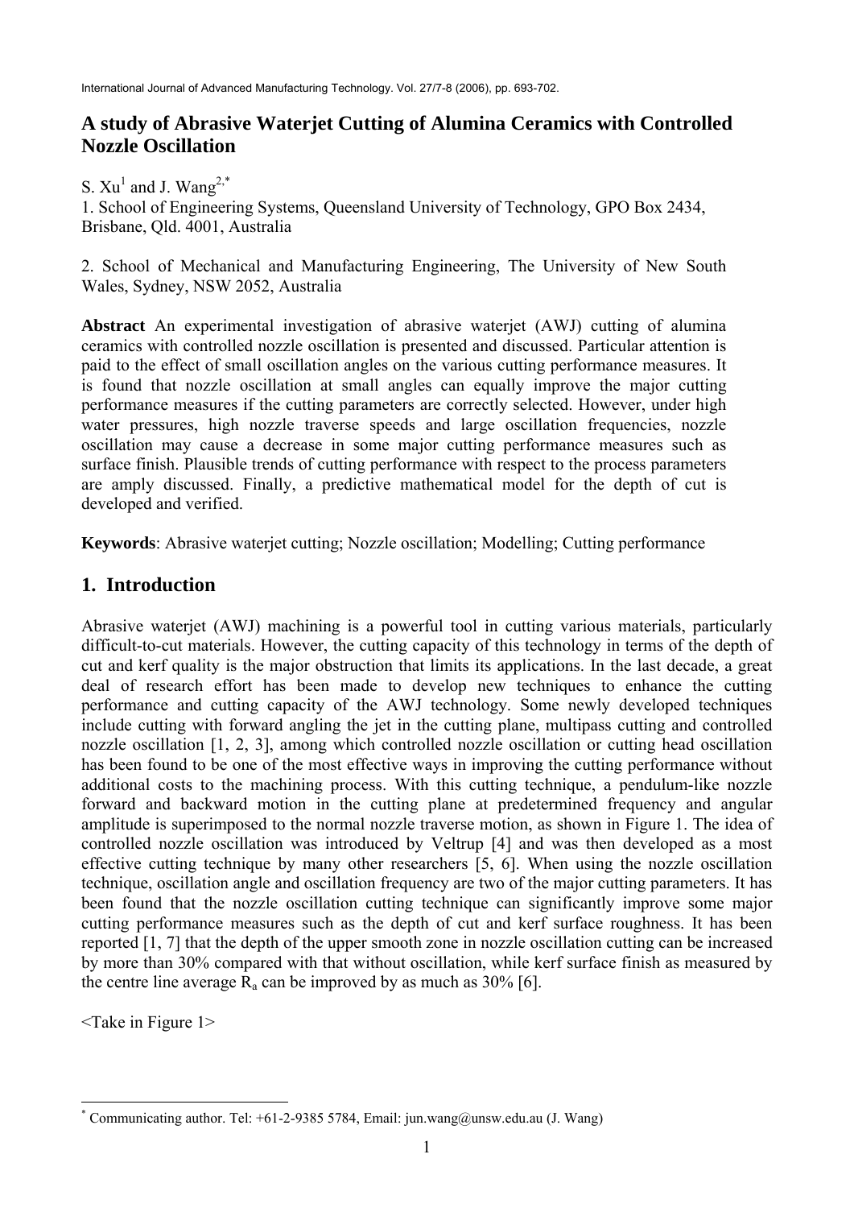# A study of Abrasive Waterjet Cutting of Alumina Ceramics with Controlled Nozzle Oscillation

S. Xu[1] and J. Wang[2,*]

1. School of Engineering Systems, Queensland University of Technology, GPO Box 2434, Brisbane, Qld. 4001, Australia

2. School of Mechanical and Manufacturing Engineering, The University of New South Wales, Sydney, NSW 2052, Australia

**Abstract** An experimental investigation of abrasive waterjet (AWJ) cutting of alumina ceramics with controlled nozzle oscillation is presented and discussed. Particular attention is paid to the effect of small oscillation angles on the various cutting performance measures. It is found that nozzle oscillation at small angles can equally improve the major cutting performance measures if the cutting parameters are correctly selected. However, under high water pressures, high nozzle traverse speeds and large oscillation frequencies, nozzle oscillation may cause a decrease in some major cutting performance measures such as surface finish. Plausible trends of cutting performance with respect to the process parameters are amply discussed. Finally, a predictive mathematical model for the depth of cut is developed and verified.

**Keywords**: Abrasive waterjet cutting; Nozzle oscillation; Modelling; Cutting performance

## 1. Introduction

Abrasive waterjet (AWJ) machining is a powerful tool in cutting various materials, particularly difficult-to-cut materials. However, the cutting capacity of this technology in terms of the depth of cut and kerf quality is the major obstruction that limits its applications. In the last decade, a great deal of research effort has been made to develop new techniques to enhance the cutting performance and cutting capacity of the AWJ technology. Some newly developed techniques include cutting with forward angling the jet in the cutting plane, multipass cutting and controlled nozzle oscillation [1, 2, 3], among which controlled nozzle oscillation or cutting head oscillation has been found to be one of the most effective ways in improving the cutting performance without additional costs to the machining process. With this cutting technique, a pendulum-like nozzle forward and backward motion in the cutting plane at predetermined frequency and angular amplitude is superimposed to the normal nozzle traverse motion, as shown in Figure 1. The idea of controlled nozzle oscillation was introduced by Veltrup [4] and was then developed as a most effective cutting technique by many other researchers [5, 6]. When using the nozzle oscillation technique, oscillation angle and oscillation frequency are two of the major cutting parameters. It has been found that the nozzle oscillation cutting technique can significantly improve some major cutting performance measures such as the depth of cut and kerf surface roughness. It has been reported [1, 7] that the depth of the upper smooth zone in nozzle oscillation cutting can be increased by more than 30% compared with that without oscillation, while kerf surface finish as measured by the centre line average $R_a$ can be improved by as much as 30% [6].

<Take in Figure 1>

* Communicating author. Tel: +61-2-9385 5784, Email: jun.wang@unsw.edu.au (J. Wang)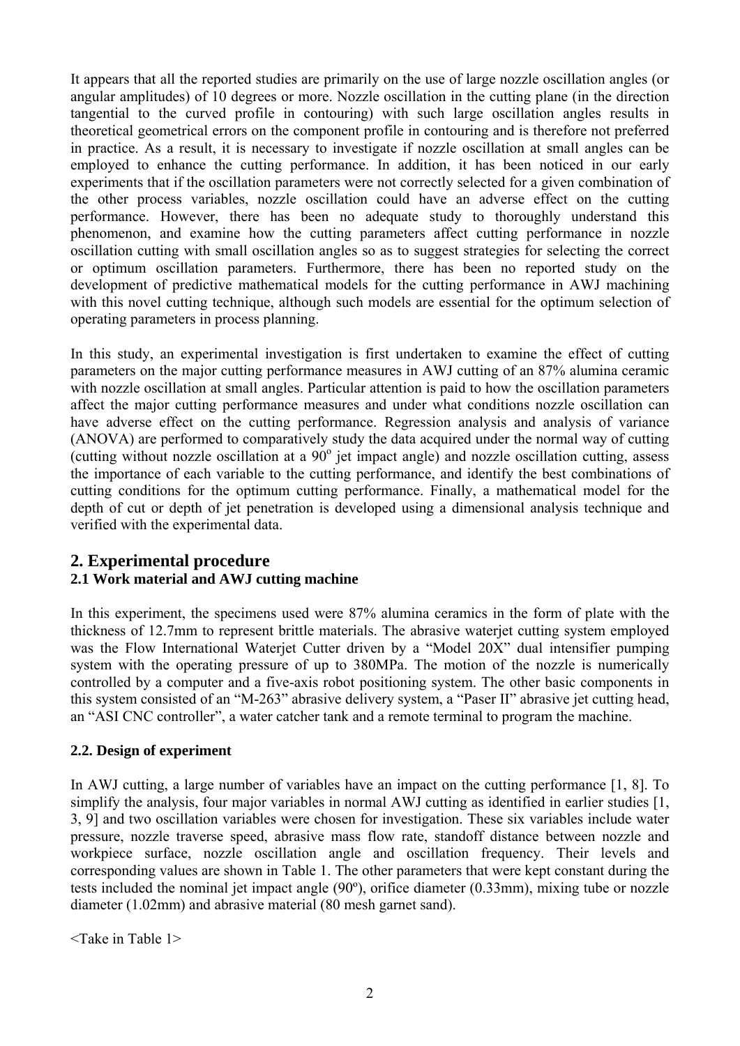It appears that all the reported studies are primarily on the use of large nozzle oscillation angles (or angular amplitudes) of 10 degrees or more. Nozzle oscillation in the cutting plane (in the direction tangential to the curved profile in contouring) with such large oscillation angles results in theoretical geometrical errors on the component profile in contouring and is therefore not preferred in practice. As a result, it is necessary to investigate if nozzle oscillation at small angles can be employed to enhance the cutting performance. In addition, it has been noticed in our early experiments that if the oscillation parameters were not correctly selected for a given combination of the other process variables, nozzle oscillation could have an adverse effect on the cutting performance. However, there has been no adequate study to thoroughly understand this phenomenon, and examine how the cutting parameters affect cutting performance in nozzle oscillation cutting with small oscillation angles so as to suggest strategies for selecting the correct or optimum oscillation parameters. Furthermore, there has been no reported study on the development of predictive mathematical models for the cutting performance in AWJ machining with this novel cutting technique, although such models are essential for the optimum selection of operating parameters in process planning.

In this study, an experimental investigation is first undertaken to examine the effect of cutting parameters on the major cutting performance measures in AWJ cutting of an 87% alumina ceramic with nozzle oscillation at small angles. Particular attention is paid to how the oscillation parameters affect the major cutting performance measures and under what conditions nozzle oscillation can have adverse effect on the cutting performance. Regression analysis and analysis of variance (ANOVA) are performed to comparatively study the data acquired under the normal way of cutting (cutting without nozzle oscillation at a $90^o$ jet impact angle) and nozzle oscillation cutting, assess the importance of each variable to the cutting performance, and identify the best combinations of cutting conditions for the optimum cutting performance. Finally, a mathematical model for the depth of cut or depth of jet penetration is developed using a dimensional analysis technique and verified with the experimental data.

## 2. Experimental procedure

### 2.1 Work material and AWJ cutting machine

In this experiment, the specimens used were 87% alumina ceramics in the form of plate with the thickness of 12.7mm to represent brittle materials. The abrasive waterjet cutting system employed was the Flow International Waterjet Cutter driven by a "Model 20X" dual intensifier pumping system with the operating pressure of up to 380MPa. The motion of the nozzle is numerically controlled by a computer and a five-axis robot positioning system. The other basic components in this system consisted of an "M-263" abrasive delivery system, a "Paser II" abrasive jet cutting head, an "ASI CNC controller", a water catcher tank and a remote terminal to program the machine.

### 2.2. Design of experiment

In AWJ cutting, a large number of variables have an impact on the cutting performance [1, 8]. To simplify the analysis, four major variables in normal AWJ cutting as identified in earlier studies [1, 3, 9] and two oscillation variables were chosen for investigation. These six variables include water pressure, nozzle traverse speed, abrasive mass flow rate, standoff distance between nozzle and workpiece surface, nozzle oscillation angle and oscillation frequency. Their levels and corresponding values are shown in Table 1. The other parameters that were kept constant during the tests included the nominal jet impact angle (90º), orifice diameter (0.33mm), mixing tube or nozzle diameter (1.02mm) and abrasive material (80 mesh garnet sand).

<Take in Table 1>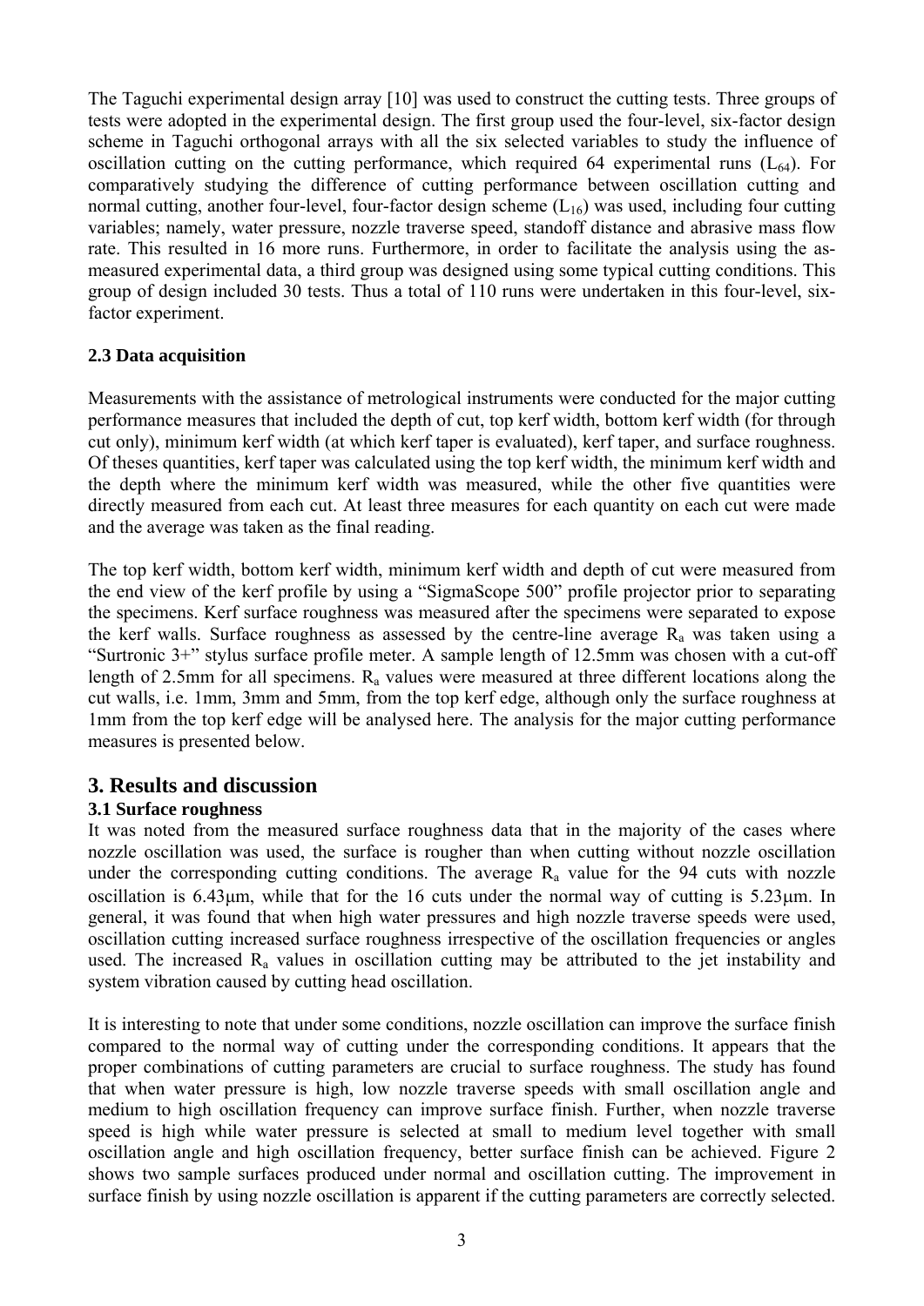The Taguchi experimental design array [10] was used to construct the cutting tests. Three groups of tests were adopted in the experimental design. The first group used the four-level, six-factor design scheme in Taguchi orthogonal arrays with all the six selected variables to study the influence of oscillation cutting on the cutting performance, which required 64 experimental runs ($L_{64}$). For comparatively studying the difference of cutting performance between oscillation cutting and normal cutting, another four-level, four-factor design scheme ($L_{16}$) was used, including four cutting variables; namely, water pressure, nozzle traverse speed, standoff distance and abrasive mass flow rate. This resulted in 16 more runs. Furthermore, in order to facilitate the analysis using the as-measured experimental data, a third group was designed using some typical cutting conditions. This group of design included 30 tests. Thus a total of 110 runs were undertaken in this four-level, six-factor experiment.

### 2.3 Data acquisition

Measurements with the assistance of metrological instruments were conducted for the major cutting performance measures that included the depth of cut, top kerf width, bottom kerf width (for through cut only), minimum kerf width (at which kerf taper is evaluated), kerf taper, and surface roughness. Of theses quantities, kerf taper was calculated using the top kerf width, the minimum kerf width and the depth where the minimum kerf width was measured, while the other five quantities were directly measured from each cut. At least three measures for each quantity on each cut were made and the average was taken as the final reading.

The top kerf width, bottom kerf width, minimum kerf width and depth of cut were measured from the end view of the kerf profile by using a "SigmaScope 500" profile projector prior to separating the specimens. Kerf surface roughness was measured after the specimens were separated to expose the kerf walls. Surface roughness as assessed by the centre-line average $R_a$ was taken using a "Surtronic 3+" stylus surface profile meter. A sample length of 12.5mm was chosen with a cut-off length of 2.5mm for all specimens. $R_a$ values were measured at three different locations along the cut walls, i.e. 1mm, 3mm and 5mm, from the top kerf edge, although only the surface roughness at 1mm from the top kerf edge will be analysed here. The analysis for the major cutting performance measures is presented below.

## 3. Results and discussion

### 3.1 Surface roughness

It was noted from the measured surface roughness data that in the majority of the cases where nozzle oscillation was used, the surface is rougher than when cutting without nozzle oscillation under the corresponding cutting conditions. The average $R_a$ value for the 94 cuts with nozzle oscillation is 6.43μm, while that for the 16 cuts under the normal way of cutting is 5.23μm. In general, it was found that when high water pressures and high nozzle traverse speeds were used, oscillation cutting increased surface roughness irrespective of the oscillation frequencies or angles used. The increased $R_a$ values in oscillation cutting may be attributed to the jet instability and system vibration caused by cutting head oscillation.

It is interesting to note that under some conditions, nozzle oscillation can improve the surface finish compared to the normal way of cutting under the corresponding conditions. It appears that the proper combinations of cutting parameters are crucial to surface roughness. The study has found that when water pressure is high, low nozzle traverse speeds with small oscillation angle and medium to high oscillation frequency can improve surface finish. Further, when nozzle traverse speed is high while water pressure is selected at small to medium level together with small oscillation angle and high oscillation frequency, better surface finish can be achieved. Figure 2 shows two sample surfaces produced under normal and oscillation cutting. The improvement in surface finish by using nozzle oscillation is apparent if the cutting parameters are correctly selected.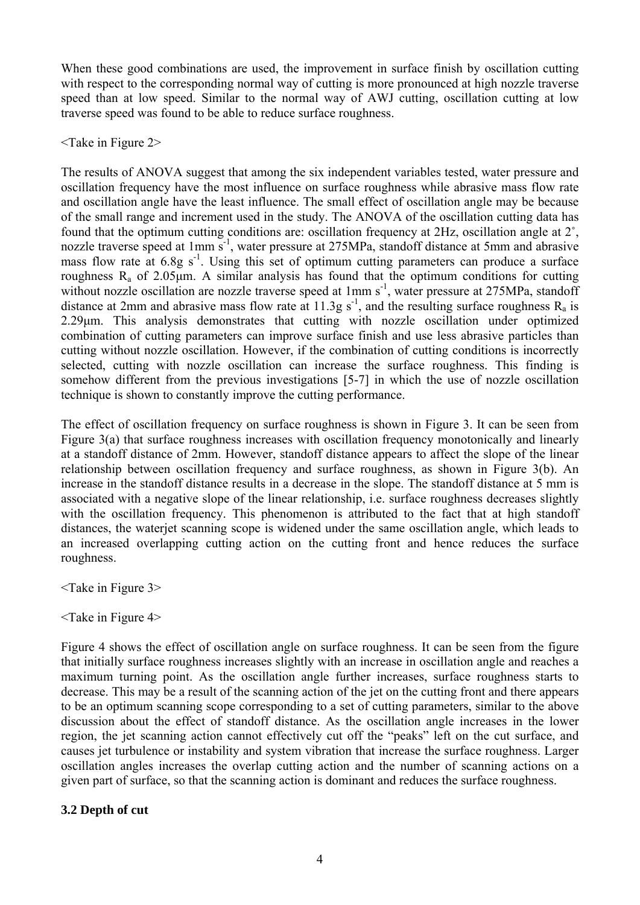When these good combinations are used, the improvement in surface finish by oscillation cutting with respect to the corresponding normal way of cutting is more pronounced at high nozzle traverse speed than at low speed. Similar to the normal way of AWJ cutting, oscillation cutting at low traverse speed was found to be able to reduce surface roughness.

<Take in Figure 2>

The results of ANOVA suggest that among the six independent variables tested, water pressure and oscillation frequency have the most influence on surface roughness while abrasive mass flow rate and oscillation angle have the least influence. The small effect of oscillation angle may be because of the small range and increment used in the study. The ANOVA of the oscillation cutting data has found that the optimum cutting conditions are: oscillation frequency at 2Hz, oscillation angle at 2˚, nozzle traverse speed at 1mm $s^{-1}$, water pressure at 275MPa, standoff distance at 5mm and abrasive mass flow rate at 6.8g $s^{-1}$. Using this set of optimum cutting parameters can produce a surface roughness $R_a$ of 2.05μm. A similar analysis has found that the optimum conditions for cutting without nozzle oscillation are nozzle traverse speed at 1mm $s^{-1}$, water pressure at 275MPa, standoff distance at 2mm and abrasive mass flow rate at 11.3g $s^{-1}$, and the resulting surface roughness $R_a$ is 2.29μm. This analysis demonstrates that cutting with nozzle oscillation under optimized combination of cutting parameters can improve surface finish and use less abrasive particles than cutting without nozzle oscillation. However, if the combination of cutting conditions is incorrectly selected, cutting with nozzle oscillation can increase the surface roughness. This finding is somehow different from the previous investigations [5-7] in which the use of nozzle oscillation technique is shown to constantly improve the cutting performance.

The effect of oscillation frequency on surface roughness is shown in Figure 3. It can be seen from Figure 3(a) that surface roughness increases with oscillation frequency monotonically and linearly at a standoff distance of 2mm. However, standoff distance appears to affect the slope of the linear relationship between oscillation frequency and surface roughness, as shown in Figure 3(b). An increase in the standoff distance results in a decrease in the slope. The standoff distance at 5 mm is associated with a negative slope of the linear relationship, i.e. surface roughness decreases slightly with the oscillation frequency. This phenomenon is attributed to the fact that at high standoff distances, the waterjet scanning scope is widened under the same oscillation angle, which leads to an increased overlapping cutting action on the cutting front and hence reduces the surface roughness.

<Take in Figure 3>

<Take in Figure 4>

Figure 4 shows the effect of oscillation angle on surface roughness. It can be seen from the figure that initially surface roughness increases slightly with an increase in oscillation angle and reaches a maximum turning point. As the oscillation angle further increases, surface roughness starts to decrease. This may be a result of the scanning action of the jet on the cutting front and there appears to be an optimum scanning scope corresponding to a set of cutting parameters, similar to the above discussion about the effect of standoff distance. As the oscillation angle increases in the lower region, the jet scanning action cannot effectively cut off the "peaks" left on the cut surface, and causes jet turbulence or instability and system vibration that increase the surface roughness. Larger oscillation angles increases the overlap cutting action and the number of scanning actions on a given part of surface, so that the scanning action is dominant and reduces the surface roughness.

### 3.2 Depth of cut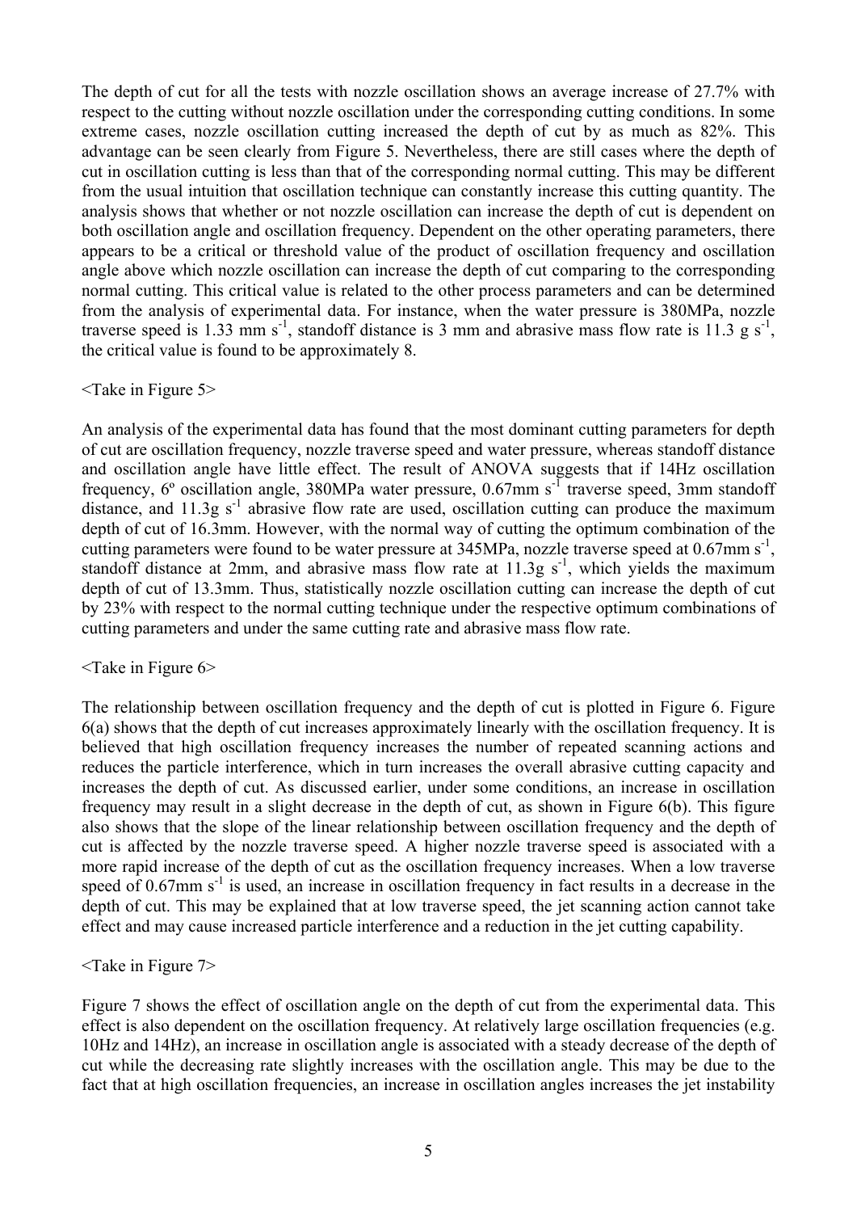The depth of cut for all the tests with nozzle oscillation shows an average increase of 27.7% with respect to the cutting without nozzle oscillation under the corresponding cutting conditions. In some extreme cases, nozzle oscillation cutting increased the depth of cut by as much as 82%. This advantage can be seen clearly from Figure 5. Nevertheless, there are still cases where the depth of cut in oscillation cutting is less than that of the corresponding normal cutting. This may be different from the usual intuition that oscillation technique can constantly increase this cutting quantity. The analysis shows that whether or not nozzle oscillation can increase the depth of cut is dependent on both oscillation angle and oscillation frequency. Dependent on the other operating parameters, there appears to be a critical or threshold value of the product of oscillation frequency and oscillation angle above which nozzle oscillation can increase the depth of cut comparing to the corresponding normal cutting. This critical value is related to the other process parameters and can be determined from the analysis of experimental data. For instance, when the water pressure is 380MPa, nozzle traverse speed is 1.33 mm $s^{-1}$, standoff distance is 3 mm and abrasive mass flow rate is 11.3 g $s^{-1}$, the critical value is found to be approximately 8.

<Take in Figure 5>

An analysis of the experimental data has found that the most dominant cutting parameters for depth of cut are oscillation frequency, nozzle traverse speed and water pressure, whereas standoff distance and oscillation angle have little effect. The result of ANOVA suggests that if 14Hz oscillation frequency, 6º oscillation angle, 380MPa water pressure, 0.67mm $s^{-1}$ traverse speed, 3mm standoff distance, and 11.3g $s^{-1}$ abrasive flow rate are used, oscillation cutting can produce the maximum depth of cut of 16.3mm. However, with the normal way of cutting the optimum combination of the cutting parameters were found to be water pressure at 345MPa, nozzle traverse speed at 0.67mm $s^{-1}$, standoff distance at 2mm, and abrasive mass flow rate at 11.3g $s^{-1}$, which yields the maximum depth of cut of 13.3mm. Thus, statistically nozzle oscillation cutting can increase the depth of cut by 23% with respect to the normal cutting technique under the respective optimum combinations of cutting parameters and under the same cutting rate and abrasive mass flow rate.

<Take in Figure 6>

The relationship between oscillation frequency and the depth of cut is plotted in Figure 6. Figure 6(a) shows that the depth of cut increases approximately linearly with the oscillation frequency. It is believed that high oscillation frequency increases the number of repeated scanning actions and reduces the particle interference, which in turn increases the overall abrasive cutting capacity and increases the depth of cut. As discussed earlier, under some conditions, an increase in oscillation frequency may result in a slight decrease in the depth of cut, as shown in Figure 6(b). This figure also shows that the slope of the linear relationship between oscillation frequency and the depth of cut is affected by the nozzle traverse speed. A higher nozzle traverse speed is associated with a more rapid increase of the depth of cut as the oscillation frequency increases. When a low traverse speed of 0.67mm $s^{-1}$ is used, an increase in oscillation frequency in fact results in a decrease in the depth of cut. This may be explained that at low traverse speed, the jet scanning action cannot take effect and may cause increased particle interference and a reduction in the jet cutting capability.

<Take in Figure 7>

Figure 7 shows the effect of oscillation angle on the depth of cut from the experimental data. This effect is also dependent on the oscillation frequency. At relatively large oscillation frequencies (e.g. 10Hz and 14Hz), an increase in oscillation angle is associated with a steady decrease of the depth of cut while the decreasing rate slightly increases with the oscillation angle. This may be due to the fact that at high oscillation frequencies, an increase in oscillation angles increases the jet instability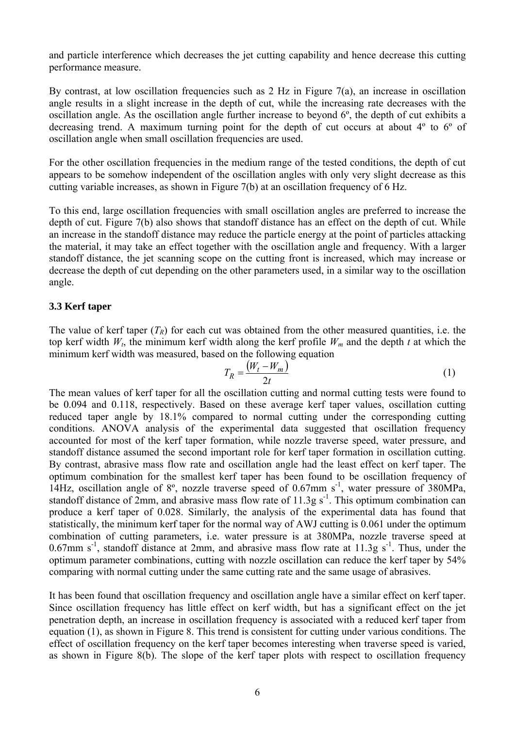and particle interference which decreases the jet cutting capability and hence decrease this cutting performance measure.

By contrast, at low oscillation frequencies such as 2 Hz in Figure 7(a), an increase in oscillation angle results in a slight increase in the depth of cut, while the increasing rate decreases with the oscillation angle. As the oscillation angle further increase to beyond 6º, the depth of cut exhibits a decreasing trend. A maximum turning point for the depth of cut occurs at about 4º to 6º of oscillation angle when small oscillation frequencies are used.

For the other oscillation frequencies in the medium range of the tested conditions, the depth of cut appears to be somehow independent of the oscillation angles with only very slight decrease as this cutting variable increases, as shown in Figure 7(b) at an oscillation frequency of 6 Hz.

To this end, large oscillation frequencies with small oscillation angles are preferred to increase the depth of cut. Figure 7(b) also shows that standoff distance has an effect on the depth of cut. While an increase in the standoff distance may reduce the particle energy at the point of particles attacking the material, it may take an effect together with the oscillation angle and frequency. With a larger standoff distance, the jet scanning scope on the cutting front is increased, which may increase or decrease the depth of cut depending on the other parameters used, in a similar way to the oscillation angle.

### 3.3 Kerf taper

The value of kerf taper ($T_R$) for each cut was obtained from the other measured quantities, i.e. the top kerf width $W_t$, the minimum kerf width along the kerf profile $W_m$ and the depth $t$ at which the minimum kerf width was measured, based on the following equation

$$T_R = \frac{(W_t - W_m)}{2t} \tag{1}$$

The mean values of kerf taper for all the oscillation cutting and normal cutting tests were found to be 0.094 and 0.118, respectively. Based on these average kerf taper values, oscillation cutting reduced taper angle by 18.1% compared to normal cutting under the corresponding cutting conditions. ANOVA analysis of the experimental data suggested that oscillation frequency accounted for most of the kerf taper formation, while nozzle traverse speed, water pressure, and standoff distance assumed the second important role for kerf taper formation in oscillation cutting. By contrast, abrasive mass flow rate and oscillation angle had the least effect on kerf taper. The optimum combination for the smallest kerf taper has been found to be oscillation frequency of 14Hz, oscillation angle of 8º, nozzle traverse speed of 0.67mm $s^{-1}$, water pressure of 380MPa, standoff distance of 2mm, and abrasive mass flow rate of 11.3g $s^{-1}$. This optimum combination can produce a kerf taper of 0.028. Similarly, the analysis of the experimental data has found that statistically, the minimum kerf taper for the normal way of AWJ cutting is 0.061 under the optimum combination of cutting parameters, i.e. water pressure is at 380MPa, nozzle traverse speed at 0.67mm $s^{-1}$, standoff distance at 2mm, and abrasive mass flow rate at 11.3g $s^{-1}$. Thus, under the optimum parameter combinations, cutting with nozzle oscillation can reduce the kerf taper by 54% comparing with normal cutting under the same cutting rate and the same usage of abrasives.

It has been found that oscillation frequency and oscillation angle have a similar effect on kerf taper. Since oscillation frequency has little effect on kerf width, but has a significant effect on the jet penetration depth, an increase in oscillation frequency is associated with a reduced kerf taper from equation (1), as shown in Figure 8. This trend is consistent for cutting under various conditions. The effect of oscillation frequency on the kerf taper becomes interesting when traverse speed is varied, as shown in Figure 8(b). The slope of the kerf taper plots with respect to oscillation frequency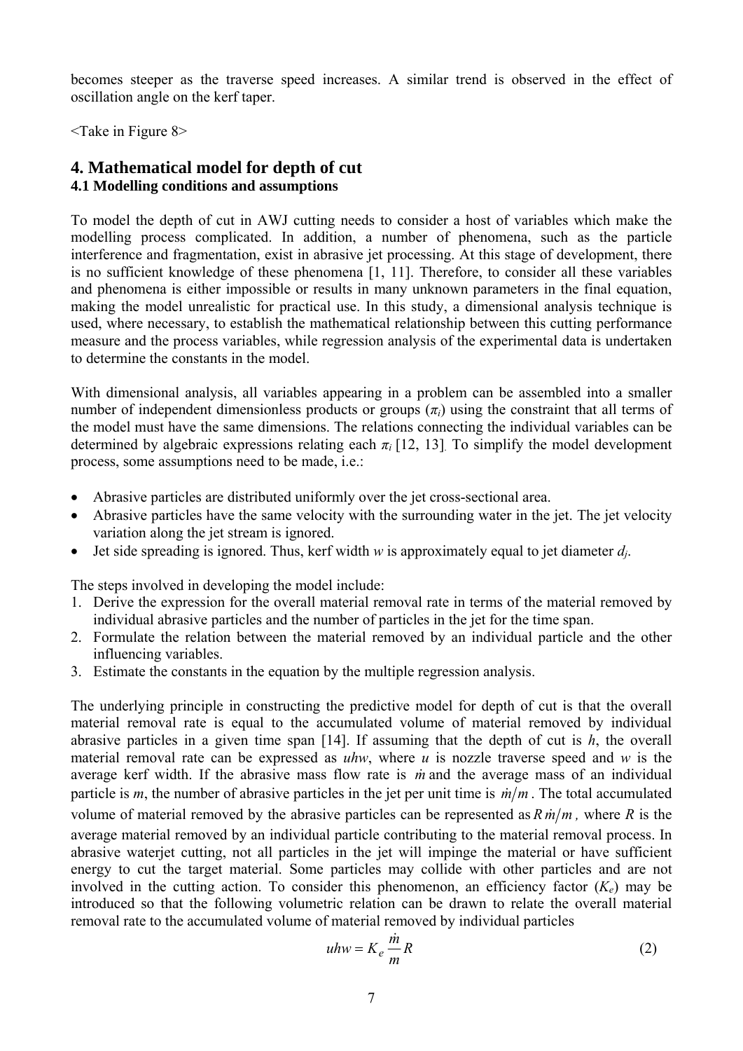becomes steeper as the traverse speed increases. A similar trend is observed in the effect of oscillation angle on the kerf taper.

<Take in Figure 8>

# 4. Mathematical model for depth of cut

## 4.1 Modelling conditions and assumptions

To model the depth of cut in AWJ cutting needs to consider a host of variables which make the modelling process complicated. In addition, a number of phenomena, such as the particle interference and fragmentation, exist in abrasive jet processing. At this stage of development, there is no sufficient knowledge of these phenomena [1, 11]. Therefore, to consider all these variables and phenomena is either impossible or results in many unknown parameters in the final equation, making the model unrealistic for practical use. In this study, a dimensional analysis technique is used, where necessary, to establish the mathematical relationship between this cutting performance measure and the process variables, while regression analysis of the experimental data is undertaken to determine the constants in the model.

With dimensional analysis, all variables appearing in a problem can be assembled into a smaller number of independent dimensionless products or groups ($\pi_i$) using the constraint that all terms of the model must have the same dimensions. The relations connecting the individual variables can be determined by algebraic expressions relating each $\pi_i$ [12, 13]. To simplify the model development process, some assumptions need to be made, i.e.:

- Abrasive particles are distributed uniformly over the jet cross-sectional area.
- Abrasive particles have the same velocity with the surrounding water in the jet. The jet velocity variation along the jet stream is ignored.
- Jet side spreading is ignored. Thus, kerf width $w$ is approximately equal to jet diameter $d_j$.

The steps involved in developing the model include:

1. Derive the expression for the overall material removal rate in terms of the material removed by individual abrasive particles and the number of particles in the jet for the time span.
2. Formulate the relation between the material removed by an individual particle and the other influencing variables.
3. Estimate the constants in the equation by the multiple regression analysis.

The underlying principle in constructing the predictive model for depth of cut is that the overall material removal rate is equal to the accumulated volume of material removed by individual abrasive particles in a given time span [14]. If assuming that the depth of cut is $h$, the overall material removal rate can be expressed as $uhw$, where $u$ is nozzle traverse speed and $w$ is the average kerf width. If the abrasive mass flow rate is $\dot{m}$ and the average mass of an individual particle is $m$, the number of abrasive particles in the jet per unit time is $\dot{m}/m$. The total accumulated volume of material removed by the abrasive particles can be represented as $R\,\dot{m}/m$, where $R$ is the average material removed by an individual particle contributing to the material removal process. In abrasive waterjet cutting, not all particles in the jet will impinge the material or have sufficient energy to cut the target material. Some particles may collide with other particles and are not involved in the cutting action. To consider this phenomenon, an efficiency factor ($K_e$) may be introduced so that the following volumetric relation can be drawn to relate the overall material removal rate to the accumulated volume of material removed by individual particles

$$uhw = K_e \frac{\dot{m}}{m} R \tag{2}$$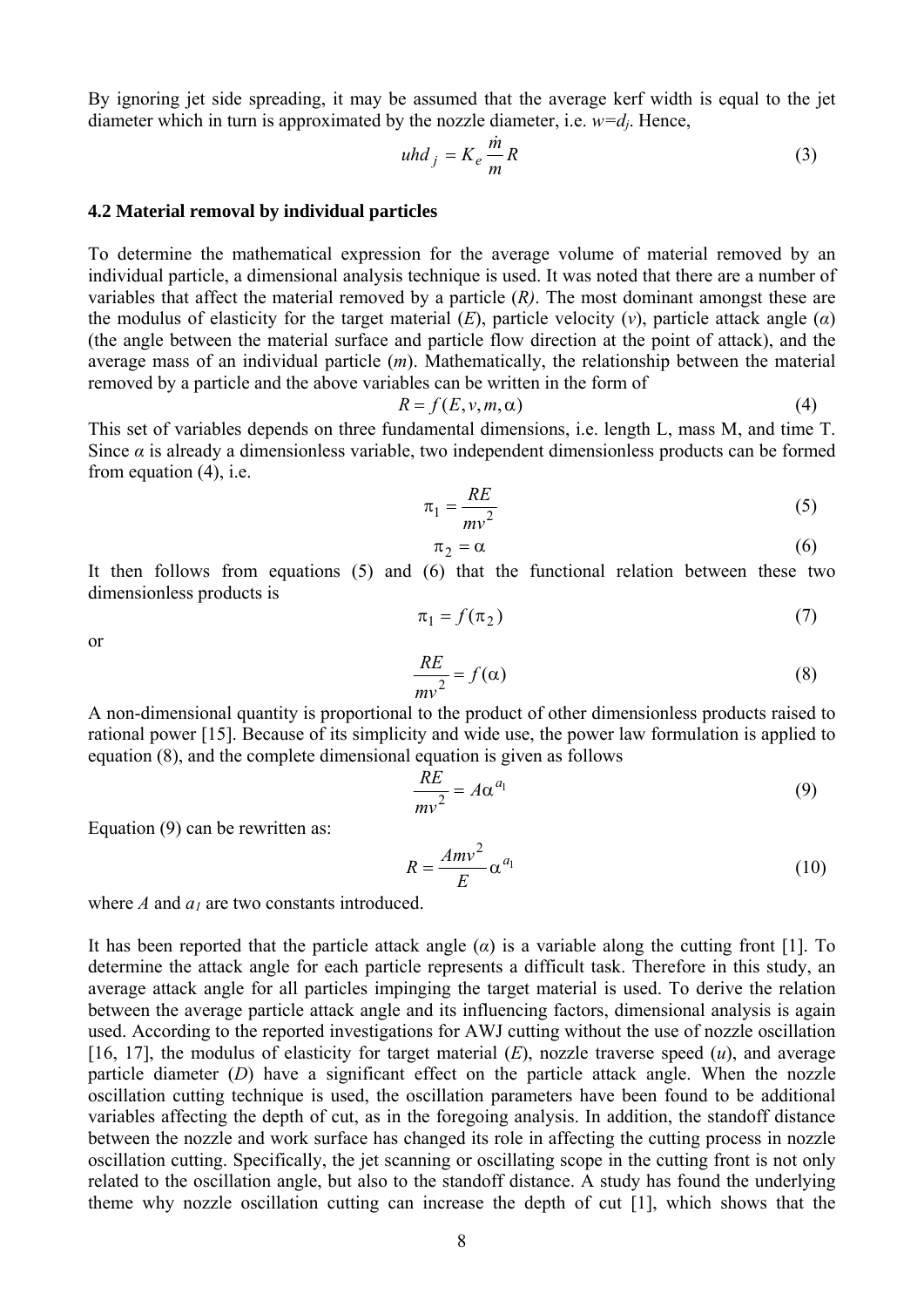By ignoring jet side spreading, it may be assumed that the average kerf width is equal to the jet diameter which in turn is approximated by the nozzle diameter, i.e. $w=d_j$. Hence,

$$uhd_j = K_e \frac{\dot{m}}{m} R \tag{3}$$

### 4.2 Material removal by individual particles

To determine the mathematical expression for the average volume of material removed by an individual particle, a dimensional analysis technique is used. It was noted that there are a number of variables that affect the material removed by a particle (*R)*. The most dominant amongst these are the modulus of elasticity for the target material (*E*), particle velocity (*v*), particle attack angle ($\alpha$) (the angle between the material surface and particle flow direction at the point of attack), and the average mass of an individual particle (*m*). Mathematically, the relationship between the material removed by a particle and the above variables can be written in the form of

$$R = f(E, v, m, \alpha) \tag{4}$$

This set of variables depends on three fundamental dimensions, i.e. length L, mass M, and time T. Since $\alpha$ is already a dimensionless variable, two independent dimensionless products can be formed from equation (4), i.e.

$$\pi_1 = \frac{RE}{mv^2} \tag{5}$$

$$\pi_2 = \alpha \tag{6}$$

It then follows from equations (5) and (6) that the functional relation between these two dimensionless products is

$$\pi_1 = f(\pi_2) \tag{7}$$

or

$$\frac{RE}{mv^2} = f(\alpha) \tag{8}$$

A non-dimensional quantity is proportional to the product of other dimensionless products raised to rational power [15]. Because of its simplicity and wide use, the power law formulation is applied to equation (8), and the complete dimensional equation is given as follows

$$\frac{RE}{mv^2} = A\alpha^{a_1} \tag{9}$$

Equation (9) can be rewritten as:

$$R = \frac{Amv^2}{E}\alpha^{a_1} \tag{10}$$

where *A* and $a_1$ are two constants introduced.

It has been reported that the particle attack angle ($\alpha$) is a variable along the cutting front [1]. To determine the attack angle for each particle represents a difficult task. Therefore in this study, an average attack angle for all particles impinging the target material is used. To derive the relation between the average particle attack angle and its influencing factors, dimensional analysis is again used. According to the reported investigations for AWJ cutting without the use of nozzle oscillation [16, 17], the modulus of elasticity for target material (*E*), nozzle traverse speed (*u*), and average particle diameter (*D*) have a significant effect on the particle attack angle. When the nozzle oscillation cutting technique is used, the oscillation parameters have been found to be additional variables affecting the depth of cut, as in the foregoing analysis. In addition, the standoff distance between the nozzle and work surface has changed its role in affecting the cutting process in nozzle oscillation cutting. Specifically, the jet scanning or oscillating scope in the cutting front is not only related to the oscillation angle, but also to the standoff distance. A study has found the underlying theme why nozzle oscillation cutting can increase the depth of cut [1], which shows that the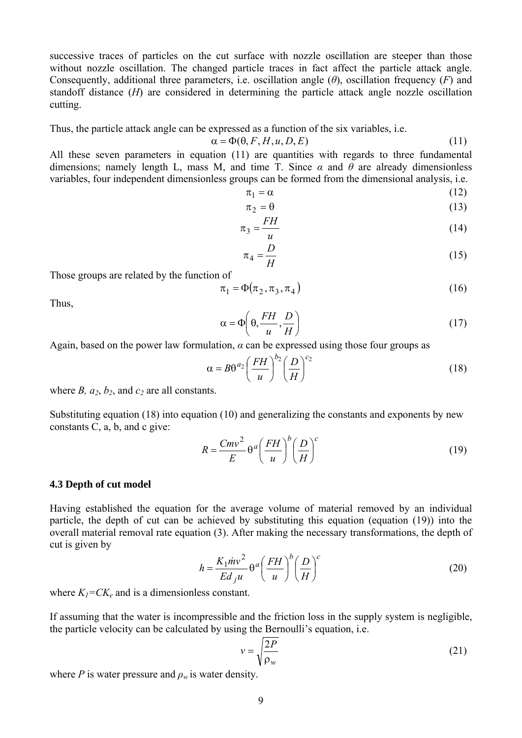successive traces of particles on the cut surface with nozzle oscillation are steeper than those without nozzle oscillation. The changed particle traces in fact affect the particle attack angle. Consequently, additional three parameters, i.e. oscillation angle (*θ*), oscillation frequency (*F*) and standoff distance (*H*) are considered in determining the particle attack angle nozzle oscillation cutting.

Thus, the particle attack angle can be expressed as a function of the six variables, i.e.

$$\alpha = \Phi(\theta, F, H, u, D, E) \tag{11}$$

All these seven parameters in equation (11) are quantities with regards to three fundamental dimensions; namely length L, mass M, and time T. Since *α* and *θ* are already dimensionless variables, four independent dimensionless groups can be formed from the dimensional analysis, i.e.

$$\pi_1 = \alpha \tag{12}$$

$$\pi_2 = \theta \tag{13}$$

$$\pi_3 = \frac{FH}{u} \tag{14}$$

$$\pi_4 = \frac{D}{H} \tag{15}$$

Those groups are related by the function of

$$\pi_1 = \Phi(\pi_2, \pi_3, \pi_4) \tag{16}$$

Thus,

$$\alpha = \Phi\left(\theta, \frac{FH}{u}, \frac{D}{H}\right) \tag{17}$$

Again, based on the power law formulation, *α* can be expressed using those four groups as

$$\alpha = B\theta^{a_2}\left(\frac{FH}{u}\right)^{b_2}\left(\frac{D}{H}\right)^{c_2} \tag{18}$$

where *B,* $a_2$, $b_2$, and $c_2$ are all constants.

Substituting equation (18) into equation (10) and generalizing the constants and exponents by new constants C, a, b, and c give:

$$R = \frac{Cmv^2}{E}\theta^a\left(\frac{FH}{u}\right)^b\left(\frac{D}{H}\right)^c \tag{19}$$

### 4.3 Depth of cut model

Having established the equation for the average volume of material removed by an individual particle, the depth of cut can be achieved by substituting this equation (equation (19)) into the overall material removal rate equation (3). After making the necessary transformations, the depth of cut is given by

$$h = \frac{K_1\dot{m}v^2}{Ed_j u}\theta^a\left(\frac{FH}{u}\right)^b\left(\frac{D}{H}\right)^c \tag{20}$$

where $K_1 = CK_e$ and is a dimensionless constant.

If assuming that the water is incompressible and the friction loss in the supply system is negligible, the particle velocity can be calculated by using the Bernoulli's equation, i.e.

$$v = \sqrt{\frac{2P}{\rho_w}} \tag{21}$$

where *P* is water pressure and $\rho_w$ is water density.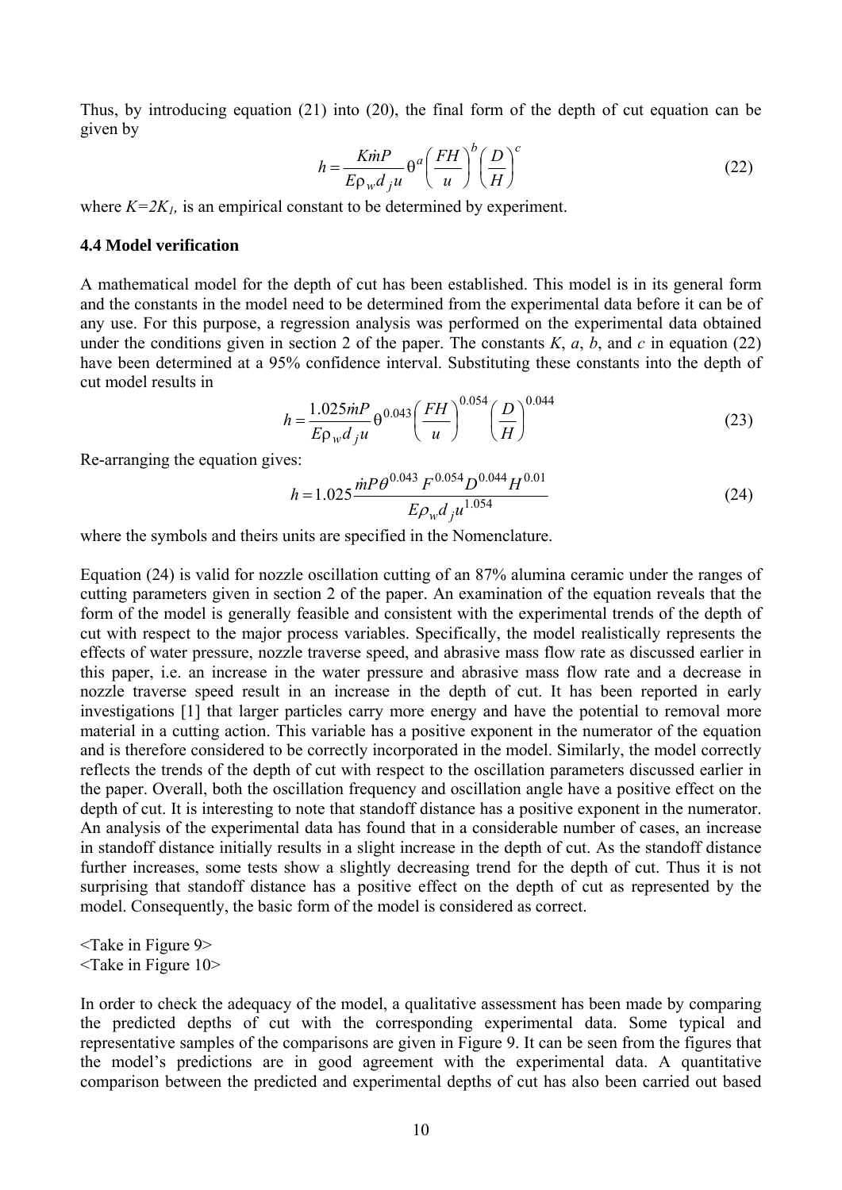Thus, by introducing equation (21) into (20), the final form of the depth of cut equation can be given by

$$h = \frac{K\dot{m}P}{E\rho_w d_j u}\theta^a \left(\frac{FH}{u}\right)^b \left(\frac{D}{H}\right)^c \tag{22}$$

where $K=2K_1$, is an empirical constant to be determined by experiment.

### 4.4 Model verification

A mathematical model for the depth of cut has been established. This model is in its general form and the constants in the model need to be determined from the experimental data before it can be of any use. For this purpose, a regression analysis was performed on the experimental data obtained under the conditions given in section 2 of the paper. The constants $K$, $a$, $b$, and $c$ in equation (22) have been determined at a 95% confidence interval. Substituting these constants into the depth of cut model results in

$$h = \frac{1.025\dot{m}P}{E\rho_w d_j u}\theta^{0.043} \left(\frac{FH}{u}\right)^{0.054} \left(\frac{D}{H}\right)^{0.044} \tag{23}$$

Re-arranging the equation gives:

$$h = 1.025\frac{\dot{m}P\theta^{0.043} F^{0.054} D^{0.044} H^{0.01}}{E\rho_w d_j u^{1.054}} \tag{24}$$

where the symbols and theirs units are specified in the Nomenclature.

Equation (24) is valid for nozzle oscillation cutting of an 87% alumina ceramic under the ranges of cutting parameters given in section 2 of the paper. An examination of the equation reveals that the form of the model is generally feasible and consistent with the experimental trends of the depth of cut with respect to the major process variables. Specifically, the model realistically represents the effects of water pressure, nozzle traverse speed, and abrasive mass flow rate as discussed earlier in this paper, i.e. an increase in the water pressure and abrasive mass flow rate and a decrease in nozzle traverse speed result in an increase in the depth of cut. It has been reported in early investigations [1] that larger particles carry more energy and have the potential to removal more material in a cutting action. This variable has a positive exponent in the numerator of the equation and is therefore considered to be correctly incorporated in the model. Similarly, the model correctly reflects the trends of the depth of cut with respect to the oscillation parameters discussed earlier in the paper. Overall, both the oscillation frequency and oscillation angle have a positive effect on the depth of cut. It is interesting to note that standoff distance has a positive exponent in the numerator. An analysis of the experimental data has found that in a considerable number of cases, an increase in standoff distance initially results in a slight increase in the depth of cut. As the standoff distance further increases, some tests show a slightly decreasing trend for the depth of cut. Thus it is not surprising that standoff distance has a positive effect on the depth of cut as represented by the model. Consequently, the basic form of the model is considered as correct.

<Take in Figure 9>
<Take in Figure 10>

In order to check the adequacy of the model, a qualitative assessment has been made by comparing the predicted depths of cut with the corresponding experimental data. Some typical and representative samples of the comparisons are given in Figure 9. It can be seen from the figures that the model's predictions are in good agreement with the experimental data. A quantitative comparison between the predicted and experimental depths of cut has also been carried out based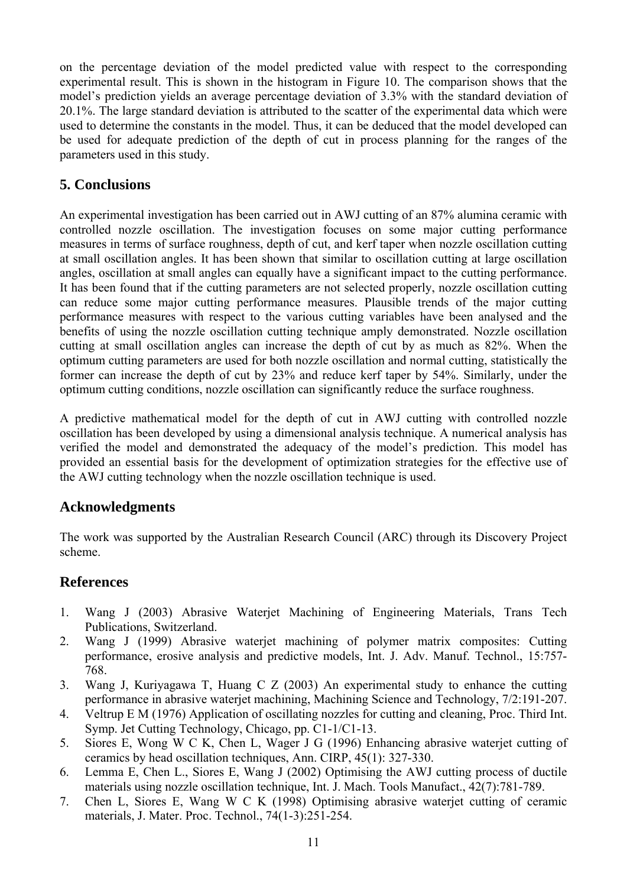on the percentage deviation of the model predicted value with respect to the corresponding experimental result. This is shown in the histogram in Figure 10. The comparison shows that the model's prediction yields an average percentage deviation of 3.3% with the standard deviation of 20.1%. The large standard deviation is attributed to the scatter of the experimental data which were used to determine the constants in the model. Thus, it can be deduced that the model developed can be used for adequate prediction of the depth of cut in process planning for the ranges of the parameters used in this study.

## 5. Conclusions

An experimental investigation has been carried out in AWJ cutting of an 87% alumina ceramic with controlled nozzle oscillation. The investigation focuses on some major cutting performance measures in terms of surface roughness, depth of cut, and kerf taper when nozzle oscillation cutting at small oscillation angles. It has been shown that similar to oscillation cutting at large oscillation angles, oscillation at small angles can equally have a significant impact to the cutting performance. It has been found that if the cutting parameters are not selected properly, nozzle oscillation cutting can reduce some major cutting performance measures. Plausible trends of the major cutting performance measures with respect to the various cutting variables have been analysed and the benefits of using the nozzle oscillation cutting technique amply demonstrated. Nozzle oscillation cutting at small oscillation angles can increase the depth of cut by as much as 82%. When the optimum cutting parameters are used for both nozzle oscillation and normal cutting, statistically the former can increase the depth of cut by 23% and reduce kerf taper by 54%. Similarly, under the optimum cutting conditions, nozzle oscillation can significantly reduce the surface roughness.

A predictive mathematical model for the depth of cut in AWJ cutting with controlled nozzle oscillation has been developed by using a dimensional analysis technique. A numerical analysis has verified the model and demonstrated the adequacy of the model's prediction. This model has provided an essential basis for the development of optimization strategies for the effective use of the AWJ cutting technology when the nozzle oscillation technique is used.

## Acknowledgments

The work was supported by the Australian Research Council (ARC) through its Discovery Project scheme.

## References

1. Wang J (2003) Abrasive Waterjet Machining of Engineering Materials, Trans Tech Publications, Switzerland.
2. Wang J (1999) Abrasive waterjet machining of polymer matrix composites: Cutting performance, erosive analysis and predictive models, Int. J. Adv. Manuf. Technol., 15:757-768.
3. Wang J, Kuriyagawa T, Huang C Z (2003) An experimental study to enhance the cutting performance in abrasive waterjet machining, Machining Science and Technology, 7/2:191-207.
4. Veltrup E M (1976) Application of oscillating nozzles for cutting and cleaning, Proc. Third Int. Symp. Jet Cutting Technology, Chicago, pp. C1-1/C1-13.
5. Siores E, Wong W C K, Chen L, Wager J G (1996) Enhancing abrasive waterjet cutting of ceramics by head oscillation techniques, Ann. CIRP, 45(1): 327-330.
6. Lemma E, Chen L., Siores E, Wang J (2002) Optimising the AWJ cutting process of ductile materials using nozzle oscillation technique, Int. J. Mach. Tools Manufact., 42(7):781-789.
7. Chen L, Siores E, Wang W C K (1998) Optimising abrasive waterjet cutting of ceramic materials, J. Mater. Proc. Technol., 74(1-3):251-254.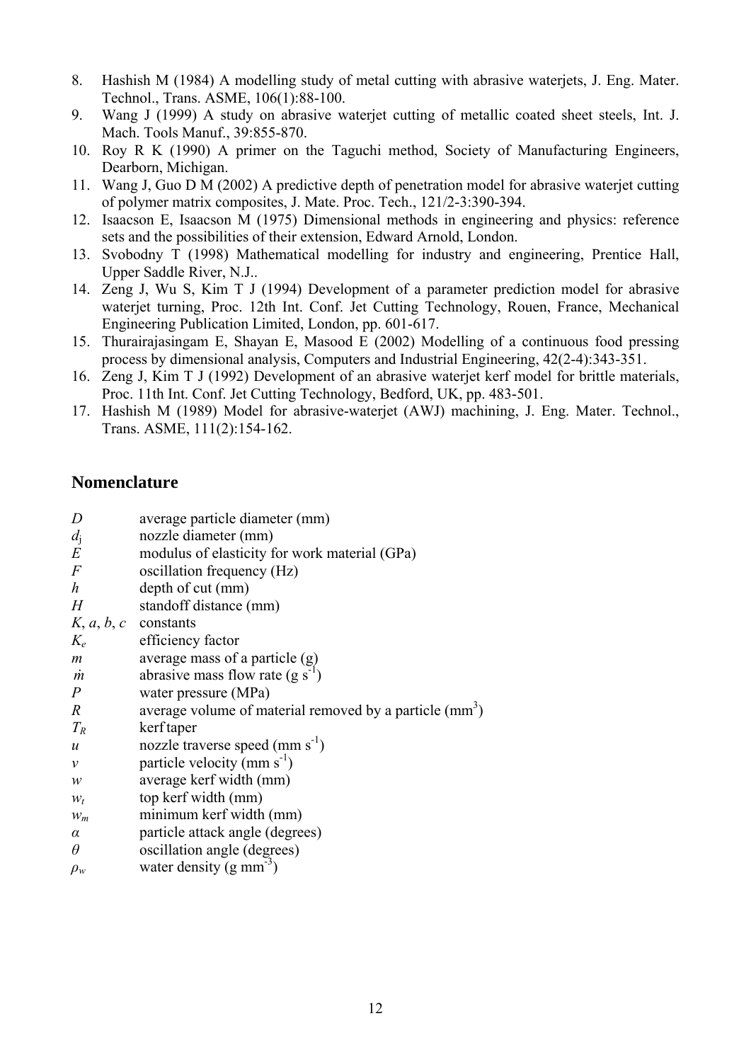8. Hashish M (1984) A modelling study of metal cutting with abrasive waterjets, J. Eng. Mater. Technol., Trans. ASME, 106(1):88-100.
9. Wang J (1999) A study on abrasive waterjet cutting of metallic coated sheet steels, Int. J. Mach. Tools Manuf., 39:855-870.
10. Roy R K (1990) A primer on the Taguchi method, Society of Manufacturing Engineers, Dearborn, Michigan.
11. Wang J, Guo D M (2002) A predictive depth of penetration model for abrasive waterjet cutting of polymer matrix composites, J. Mate. Proc. Tech., 121/2-3:390-394.
12. Isaacson E, Isaacson M (1975) Dimensional methods in engineering and physics: reference sets and the possibilities of their extension, Edward Arnold, London.
13. Svobodny T (1998) Mathematical modelling for industry and engineering, Prentice Hall, Upper Saddle River, N.J..
14. Zeng J, Wu S, Kim T J (1994) Development of a parameter prediction model for abrasive waterjet turning, Proc. 12th Int. Conf. Jet Cutting Technology, Rouen, France, Mechanical Engineering Publication Limited, London, pp. 601-617.
15. Thurairajasingam E, Shayan E, Masood E (2002) Modelling of a continuous food pressing process by dimensional analysis, Computers and Industrial Engineering, 42(2-4):343-351.
16. Zeng J, Kim T J (1992) Development of an abrasive waterjet kerf model for brittle materials, Proc. 11th Int. Conf. Jet Cutting Technology, Bedford, UK, pp. 483-501.
17. Hashish M (1989) Model for abrasive-waterjet (AWJ) machining, J. Eng. Mater. Technol., Trans. ASME, 111(2):154-162.

## Nomenclature

| | |
|---|---|
| $D$ | average particle diameter (mm) |
| $d_j$ | nozzle diameter (mm) |
| $E$ | modulus of elasticity for work material (GPa) |
| $F$ | oscillation frequency (Hz) |
| $h$ | depth of cut (mm) |
| $H$ | standoff distance (mm) |
| $K$, $a$, $b$, $c$ | constants |
| $K_e$ | efficiency factor |
| $m$ | average mass of a particle (g) |
| $\dot{m}$ | abrasive mass flow rate (g $s^{-1}$) |
| $P$ | water pressure (MPa) |
| $R$ | average volume of material removed by a particle ($mm^3$) |
| $T_R$ | kerf taper |
| $u$ | nozzle traverse speed (mm $s^{-1}$) |
| $v$ | particle velocity (mm $s^{-1}$) |
| $w$ | average kerf width (mm) |
| $w_t$ | top kerf width (mm) |
| $w_m$ | minimum kerf width (mm) |
| $\alpha$ | particle attack angle (degrees) |
| $\theta$ | oscillation angle (degrees) |
| $\rho_w$ | water density (g $mm^{-3}$) |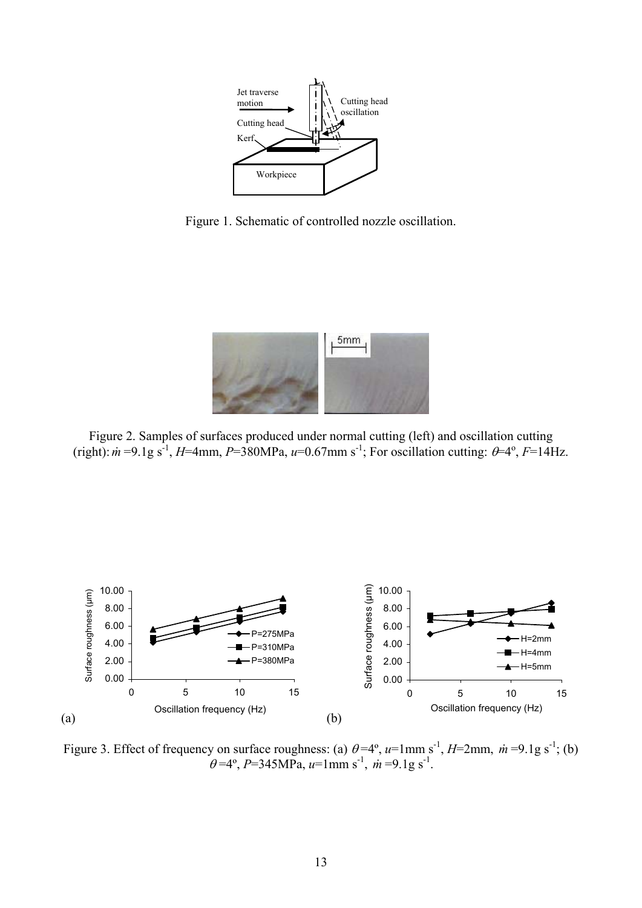Figure 1. Schematic of controlled nozzle oscillation.

Figure 2. Samples of surfaces produced under normal cutting (left) and oscillation cutting (right): $\dot{m}$=9.1g s$^{-1}$, $H$=4mm, $P$=380MPa, $u$=0.67mm s$^{-1}$; For oscillation cutting: $\theta$=4$^{o}$, $F$=14Hz.

Figure 3. Effect of frequency on surface roughness: (a) $\theta$=4$^{o}$, $u$=1mm s$^{-1}$, $H$=2mm, $\dot{m}$=9.1g s$^{-1}$; (b) $\theta$=4$^{o}$, $P$=345MPa, $u$=1mm s$^{-1}$, $\dot{m}$=9.1g s$^{-1}$.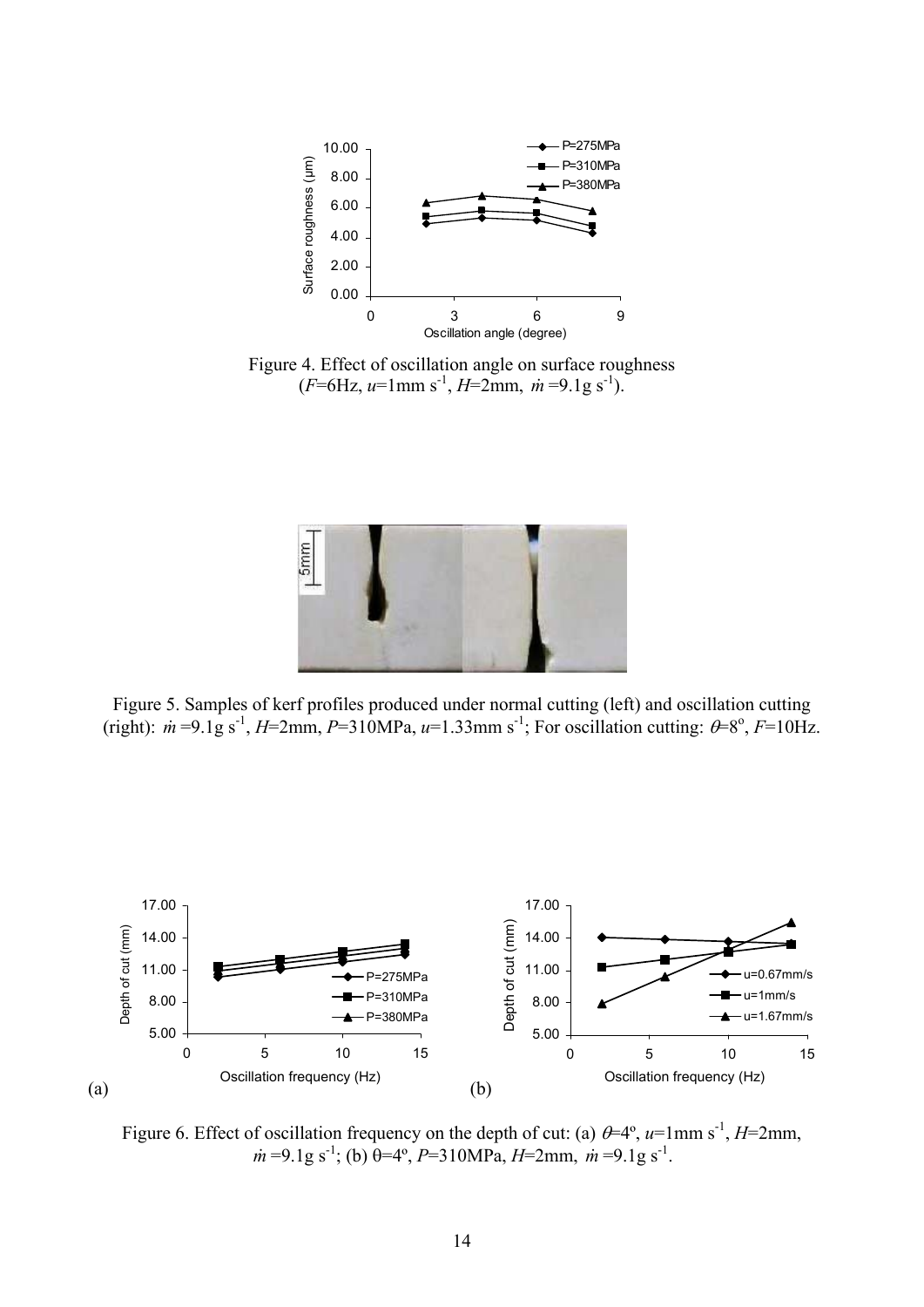Figure 4. Effect of oscillation angle on surface roughness ($F$=6Hz, $u$=1mm s$^{-1}$, $H$=2mm, $\dot{m}$=9.1g s$^{-1}$).

Figure 5. Samples of kerf profiles produced under normal cutting (left) and oscillation cutting (right): $\dot{m}$=9.1g s$^{-1}$, $H$=2mm, $P$=310MPa, $u$=1.33mm s$^{-1}$; For oscillation cutting: $\theta$=8$^{o}$, $F$=10Hz.

Figure 6. Effect of oscillation frequency on the depth of cut: (a) $\theta$=4$^{o}$, $u$=1mm s$^{-1}$, $H$=2mm, $\dot{m}$=9.1g s$^{-1}$; (b) $\theta$=4$^{o}$, $P$=310MPa, $H$=2mm, $\dot{m}$=9.1g s$^{-1}$.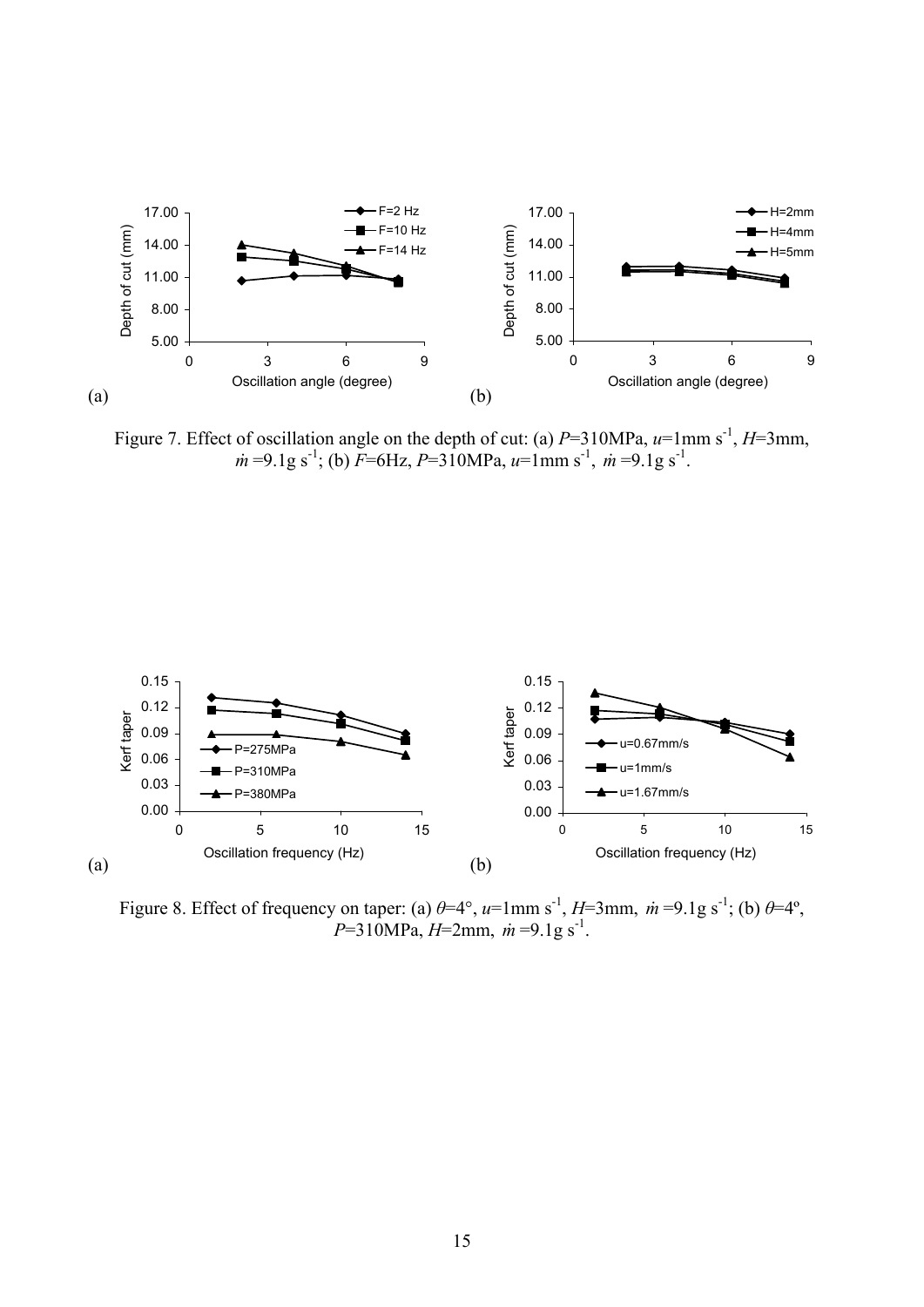Figure 7. Effect of oscillation angle on the depth of cut: (a) $P$=310MPa, $u$=1mm s$^{-1}$, $H$=3mm, $\dot{m}$=9.1g s$^{-1}$; (b) $F$=6Hz, $P$=310MPa, $u$=1mm s$^{-1}$, $\dot{m}$=9.1g s$^{-1}$.

Figure 8. Effect of frequency on taper: (a) $\theta$=4°, $u$=1mm s$^{-1}$, $H$=3mm, $\dot{m}$=9.1g s$^{-1}$; (b) $\theta$=4º, $P$=310MPa, $H$=2mm, $\dot{m}$=9.1g s$^{-1}$.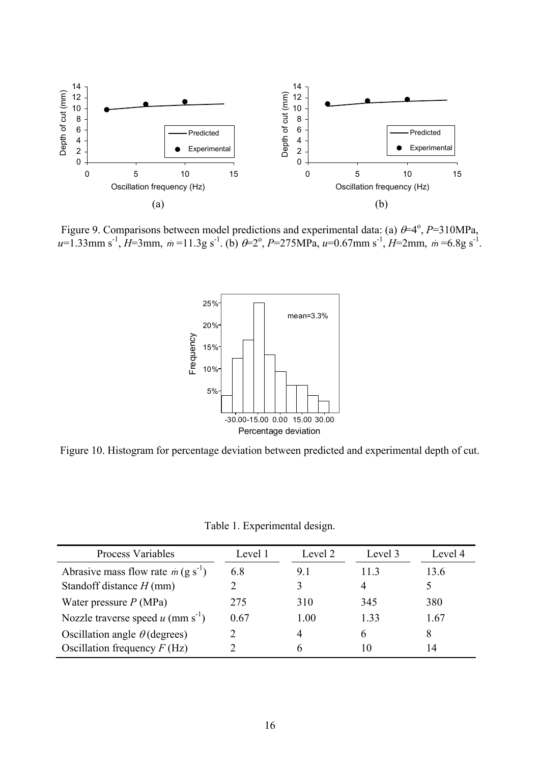Depth of cut (mm)

14
12
10
8
6
4
2
0

0 5 10 15

Oscillation frequency (Hz)

Predicted

Experimental

(a)

Depth of cut (mm)

14
12
10
8
6
4
2
0

0 5 10 15

Oscillation frequency (Hz)

Predicted

Experimental

(b)

Figure 9. Comparisons between model predictions and experimental data: (a) $\theta$=4°, $P$=310MPa, $u$=1.33mm s$^{-1}$, $H$=3mm, $\dot{m}$ =11.3g s$^{-1}$. (b) $\theta$=2°, $P$=275MPa, $u$=0.67mm s$^{-1}$, $H$=2mm, $\dot{m}$ =6.8g s$^{-1}$.

Frequency

25%
20%
15%
10%
5%

mean=3.3%

-30.00 -15.00 0.00 15.00 30.00

Percentage deviation

Figure 10. Histogram for percentage deviation between predicted and experimental depth of cut.

Table 1. Experimental design.

| Process Variables | Level 1 | Level 2 | Level 3 | Level 4 |
|---|---|---|---|---|
| Abrasive mass flow rate $\dot{m}$ (g s$^{-1}$) | 6.8 | 9.1 | 11.3 | 13.6 |
| Standoff distance $H$ (mm) | 2 | 3 | 4 | 5 |
| Water pressure $P$ (MPa) | 275 | 310 | 345 | 380 |
| Nozzle traverse speed $u$ (mm s$^{-1}$) | 0.67 | 1.00 | 1.33 | 1.67 |
| Oscillation angle $\theta$ (degrees) | 2 | 4 | 6 | 8 |
| Oscillation frequency $F$ (Hz) | 2 | 6 | 10 | 14 |